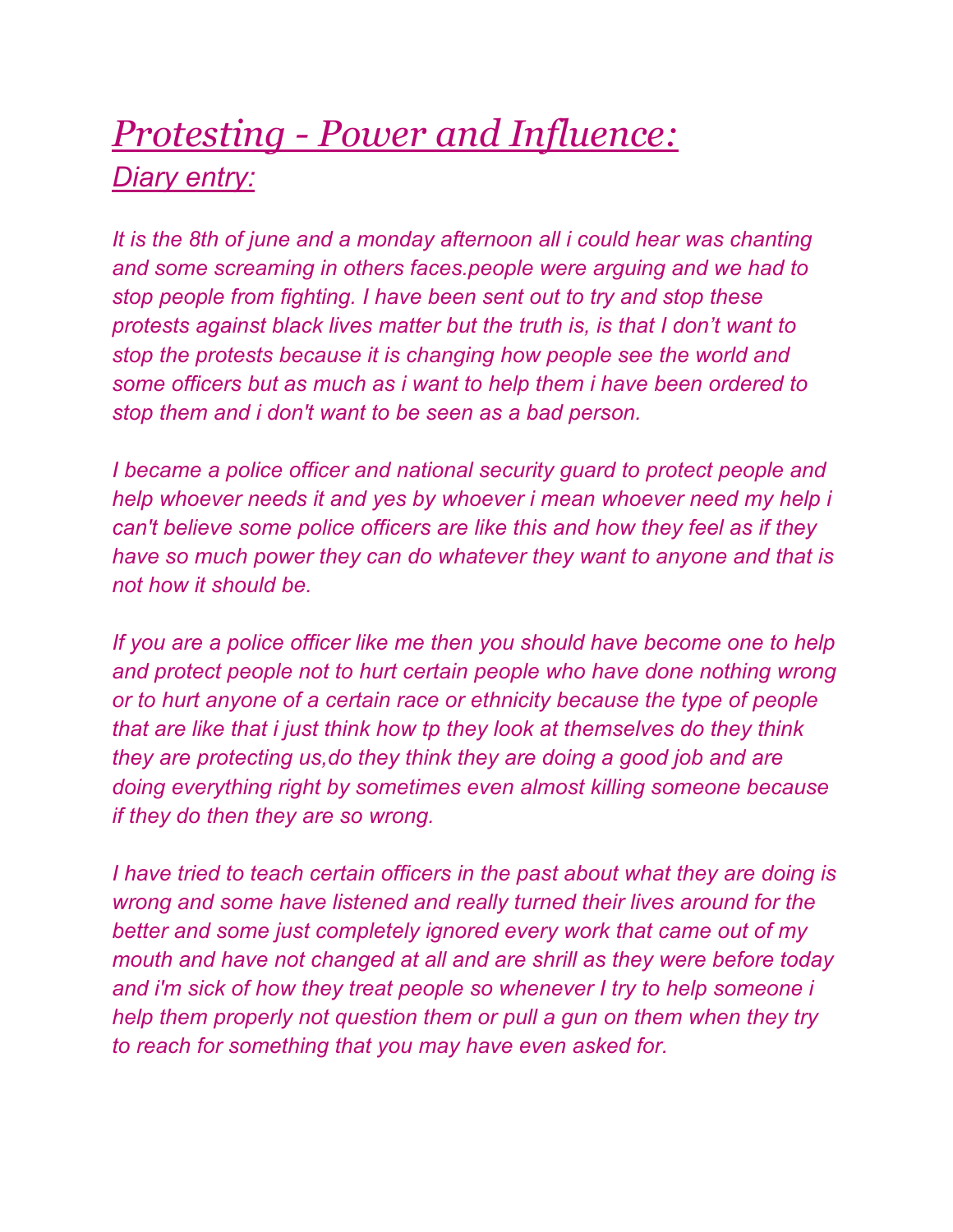# *Protesting - Power and Influence:*

## *Diary entry:*

*It is the 8th of june and a monday afternoon all i could hear was chanting and some screaming in others faces.people were arguing and we had to stop people from fighting. I have been sent out to try and stop these protests against black lives matter but the truth is, is that I don't want to stop the protests because it is changing how people see the world and some officers but as much as i want to help them i have been ordered to stop them and i don't want to be seen as a bad person.*

*I became a police officer and national security guard to protect people and help whoever needs it and yes by whoever i mean whoever need my help i can't believe some police officers are like this and how they feel as if they have so much power they can do whatever they want to anyone and that is not how it should be.*

*If you are a police officer like me then you should have become one to help and protect people not to hurt certain people who have done nothing wrong or to hurt anyone of a certain race or ethnicity because the type of people that are like that i just think how tp they look at themselves do they think they are protecting us,do they think they are doing a good job and are doing everything right by sometimes even almost killing someone because if they do then they are so wrong.*

*I have tried to teach certain officers in the past about what they are doing is wrong and some have listened and really turned their lives around for the better and some just completely ignored every work that came out of my mouth and have not changed at all and are shrill as they were before today and i'm sick of how they treat people so whenever I try to help someone i help them properly not question them or pull a gun on them when they try to reach for something that you may have even asked for.*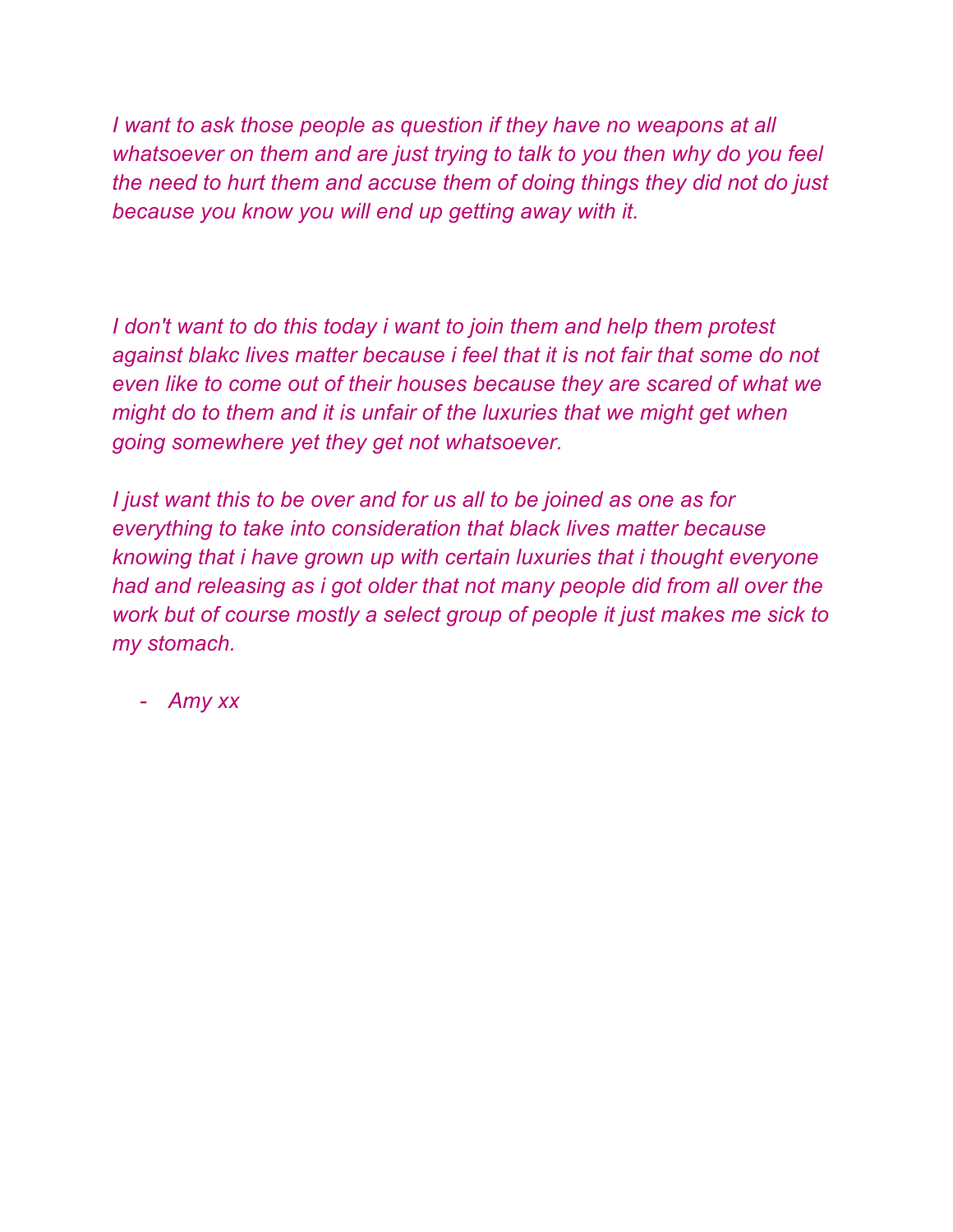*I want to ask those people as question if they have no weapons at all whatsoever on them and are just trying to talk to you then why do you feel the need to hurt them and accuse them of doing things they did not do just because you know you will end up getting away with it.*

*I don't want to do this today i want to join them and help them protest against blakc lives matter because i feel that it is not fair that some do not even like to come out of their houses because they are scared of what we might do to them and it is unfair of the luxuries that we might get when going somewhere yet they get not whatsoever.*

*I just want this to be over and for us all to be joined as one as for everything to take into consideration that black lives matter because knowing that i have grown up with certain luxuries that i thought everyone had and releasing as i got older that not many people did from all over the work but of course mostly a select group of people it just makes me sick to my stomach.*

- *Amy xx*